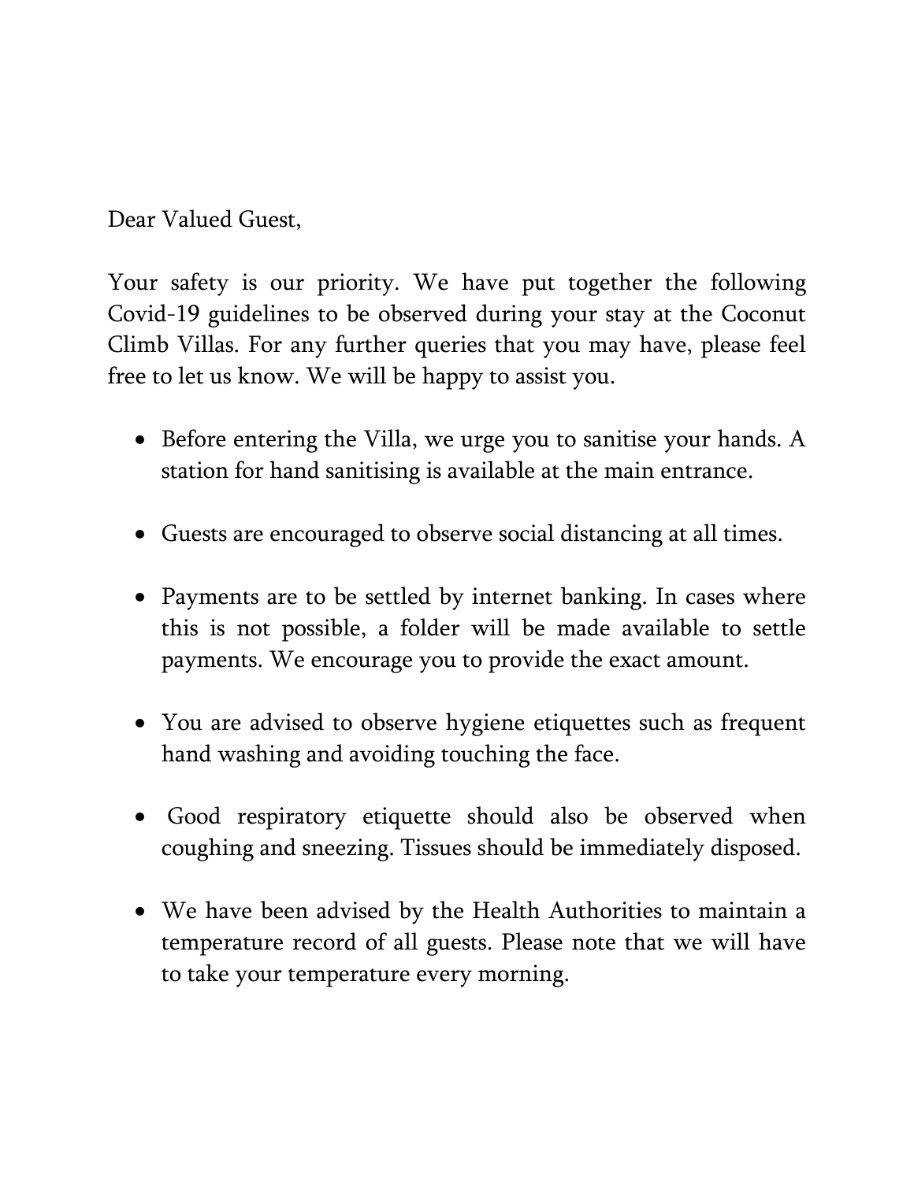Dear Valued Guest,

Your safety is our priority. We have put together the following Covid-19 guidelines to be observed during your stay at the Coconut Climb Villas. For any further queries that you may have, please feel free to let us know. We will be happy to assist you.

- Before entering the Villa, we urge you to sanitise your hands. A station for hand sanitising is available at the main entrance.

- Guests are encouraged to observe social distancing at all times.

- Payments are to be settled by internet banking. In cases where this is not possible, a folder will be made available to settle payments. We encourage you to provide the exact amount.

- You are advised to observe hygiene etiquettes such as frequent hand washing and avoiding touching the face.

- Good respiratory etiquette should also be observed when coughing and sneezing. Tissues should be immediately disposed.

- We have been advised by the Health Authorities to maintain a temperature record of all guests. Please note that we will have to take your temperature every morning.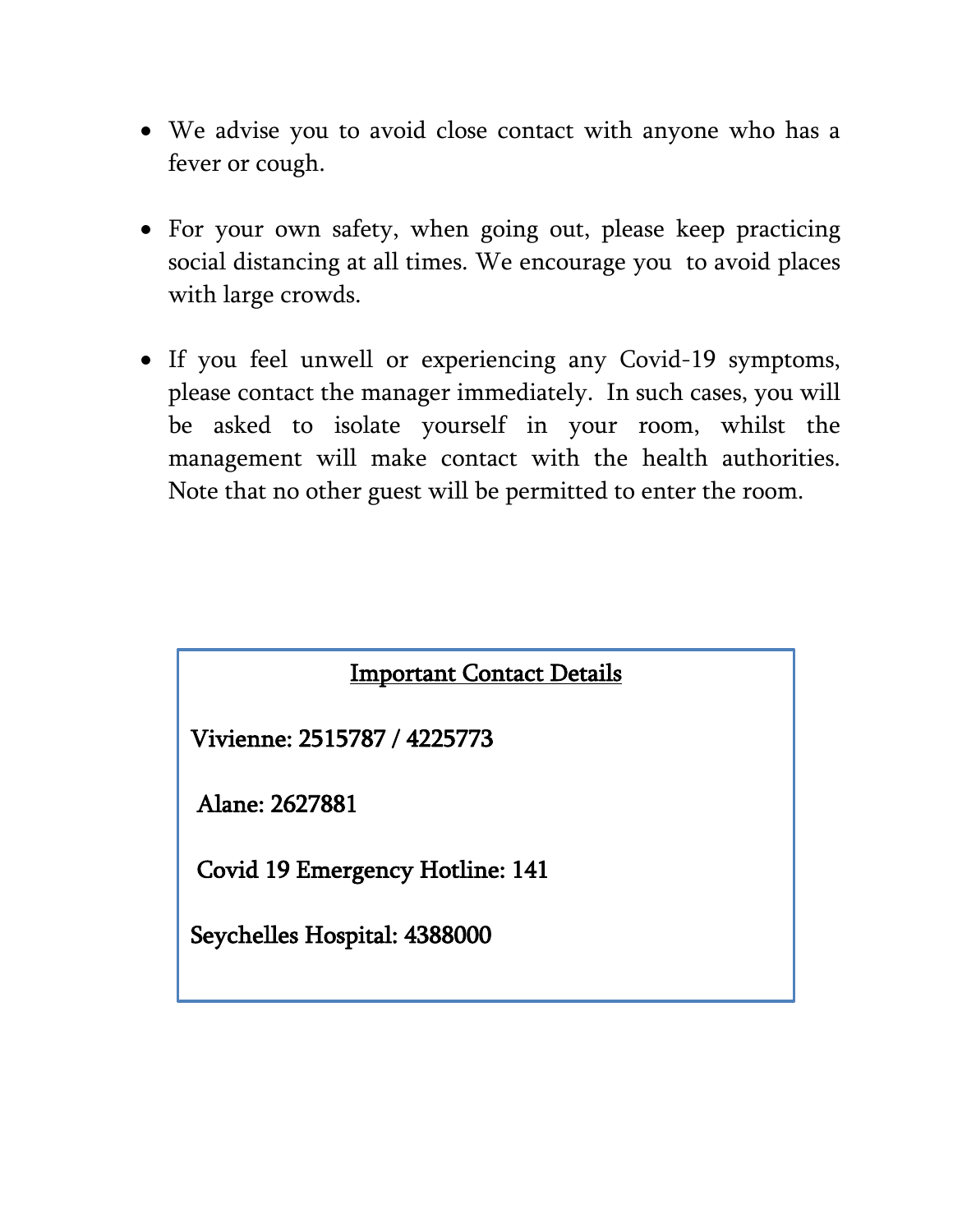- We advise you to avoid close contact with anyone who has a fever or cough.

- For your own safety, when going out, please keep practicing social distancing at all times. We encourage you to avoid places with large crowds.

- If you feel unwell or experiencing any Covid-19 symptoms, please contact the manager immediately. In such cases, you will be asked to isolate yourself in your room, whilst the management will make contact with the health authorities. Note that no other guest will be permitted to enter the room.

**Important Contact Details**

**Vivienne: 2515787 / 4225773**

**Alane: 2627881**

**Covid 19 Emergency Hotline: 141**

**Seychelles Hospital: 4388000**